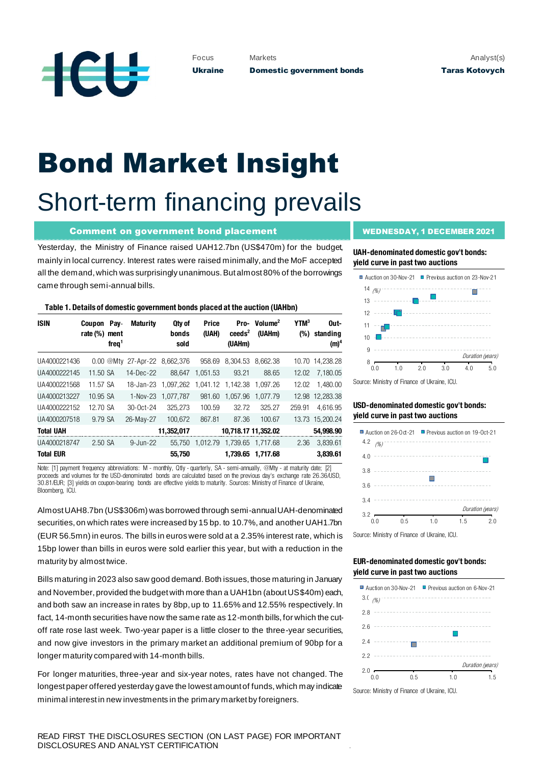Focus **Ukraine**

Markets **Domestic government bonds**

Analyst(s) **Taras Kotovych**

# Bond Market Insight

## Short-term financing prevails

### Comment on government bond placement

**WEDNESDAY, 1 DECEMBER 2021**

Yesterday, the Ministry of Finance raised UAH12.7bn (US$470m) for the budget, mainly in local currency. Interest rates were raised minimally, and the MoF accepted all the demand, which was surprisingly unanimous. But almost 80% of the borrowings came through semi-annual bills.

**Table 1. Details of domestic government bonds placed at the auction (UAHbn)**

| ISIN | Coupon rate (%) | Payment freq[1] | Maturity | Qty of bonds sold | Price (UAH) | Proceeds[2] (UAHm) | Volume[2] (UAHm) | YTM[3] (%) | Outstanding (m)[4] |
|---|---|---|---|---|---|---|---|---|---|
| UA4000221436 | 0.00 | @Mty | 27-Apr-22 | 8,662,376 | 958.69 | 8,304.53 | 8,662.38 | 10.70 | 14,238.28 |
| UA4000222145 | 11.50 | SA | 14-Dec-22 | 88,647 | 1,051.53 | 93.21 | 88.65 | 12.02 | 7,180.05 |
| UA4000221568 | 11.57 | SA | 18-Jan-23 | 1,097,262 | 1,041.12 | 1,142.38 | 1,097.26 | 12.02 | 1,480.00 |
| UA4000213227 | 10.95 | SA | 1-Nov-23 | 1,077,787 | 981.60 | 1,057.96 | 1,077.79 | 12.98 | 12,283.38 |
| UA4000222152 | 12.70 | SA | 30-Oct-24 | 325,273 | 100.59 | 32.72 | 325.27 | 259.91 | 4,616.95 |
| UA4000207518 | 9.79 | SA | 26-May-27 | 100,672 | 867.81 | 87.36 | 100.67 | 13.73 | 15,200.24 |
| **Total UAH** | | | | **11,352,017** | | **10,718.17** | **11,352.02** | | **54,998.90** |
| UA4000218747 | 2.50 | SA | 9-Jun-22 | 55,750 | 1,012.79 | 1,739.65 | 1,717.68 | 2.36 | 3,839.61 |
| **Total EUR** | | | | **55,750** | | **1,739.65** | **1,717.68** | | **3,839.61** |

Note: [1] payment frequency abbreviations: M - monthly, Qtly - quarterly, SA - semi-annually, @Mty - at maturity date; [2] proceeds and volumes for the USD-denominated bonds are calculated based on the previous day's exchange rate 26.36/USD, 30.81/EUR; [3] yields on coupon-bearing bonds are effective yields to maturity. Sources: Ministry of Finance of Ukraine, Bloomberg, ICU.

Almost UAH8.7bn (US$306m) was borrowed through semi-annual UAH-denominated securities, on which rates were increased by 15 bp. to 10.7%, and another UAH1.7bn (EUR 56.5mn) in euros. The bills in euros were sold at a 2.35% interest rate, which is 15bp lower than bills in euros were sold earlier this year, but with a reduction in the maturity by almost twice.

Bills maturing in 2023 also saw good demand. Both issues, those maturing in January and November, provided the budget with more than a UAH1bn (about US$40m) each, and both saw an increase in rates by 8bp, up to 11.65% and 12.55% respectively. In fact, 14-month securities have now the same rate as 12-month bills, for which the cut-off rate rose last week. Two-year paper is a little closer to the three-year securities, and now give investors in the primary market an additional premium of 90bp for a longer maturity compared with 14-month bills.

For longer maturities, three-year and six-year notes, rates have not changed. The longest paper offered yesterday gave the lowest amount of funds, which may indicate minimal interest in new investments in the primary market by foreigners.

**UAH-denominated domestic gov't bonds: yield curve in past two auctions**

Auction on 30-Nov-21 | Previous auction on 23-Nov-21

Source: Ministry of Finance of Ukraine, ICU.

**USD-denominated domestic gov't bonds: yield curve in past two auctions**

Auction on 26-Oct-21 | Previous auction on 19-Oct-21

Source: Ministry of Finance of Ukraine, ICU.

**EUR-denominated domestic gov't bonds: yield curve in past two auctions**

Auction on 30-Nov-21 | Previous auction on 6-Nov-21

Source: Ministry of Finance of Ukraine, ICU.

READ FIRST THE DISCLOSURES SECTION (ON LAST PAGE) FOR IMPORTANT DISCLOSURES AND ANALYST CERTIFICATION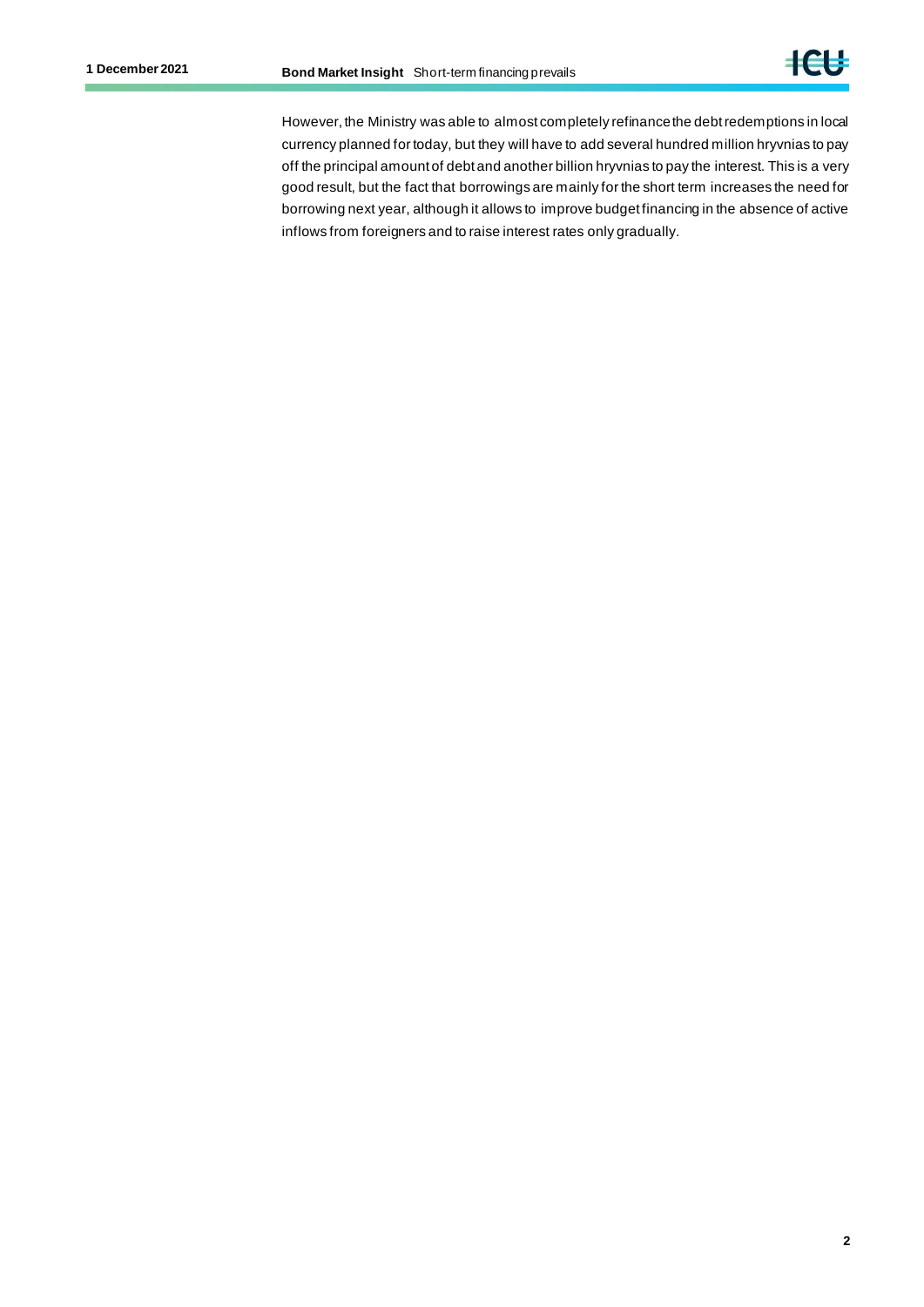However, the Ministry was able to almost completely refinance the debt redemptions in local currency planned for today, but they will have to add several hundred million hryvnias to pay off the principal amount of debt and another billion hryvnias to pay the interest. This is a very good result, but the fact that borrowings are mainly for the short term increases the need for borrowing next year, although it allows to improve budget financing in the absence of active inflows from foreigners and to raise interest rates only gradually.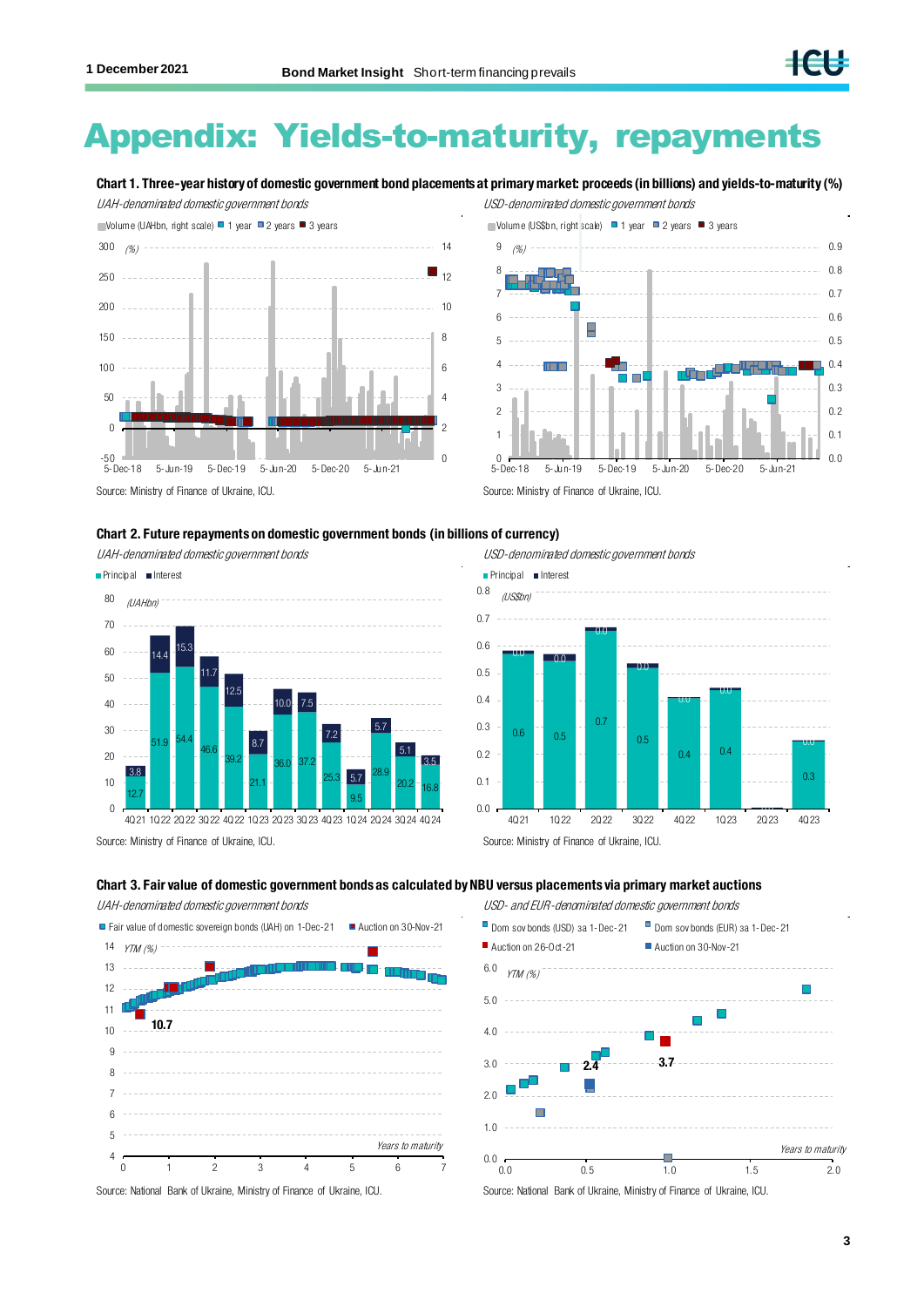# Appendix: Yields-to-maturity, repayments

**Chart 1. Three-year history of domestic government bond placements at primary market: proceeds (in billions) and yields-to-maturity (%)**

*UAH-denominated domestic government bonds*

Source: Ministry of Finance of Ukraine, ICU.

*USD-denominated domestic government bonds*

Source: Ministry of Finance of Ukraine, ICU.

**Chart 2. Future repayments on domestic government bonds (in billions of currency)**

*UAH-denominated domestic government bonds*

| (UAHbn) | 4Q21 | 1Q22 | 2Q22 | 3Q22 | 4Q22 | 1Q23 | 2Q23 | 3Q23 | 4Q23 | 1Q24 | 2Q24 | 3Q24 | 4Q24 |
|---|---|---|---|---|---|---|---|---|---|---|---|---|---|
| Principal | 12.7 | 51.9 | 54.4 | 46.6 | 39.2 | 21.1 | 36.0 | 37.2 | 25.3 | 9.5 | 28.9 | 20.2 | 16.8 |
| Interest | 3.8 | 14.4 | 15.3 | 11.7 | 12.5 | 8.7 | 10.0 | 7.5 | 7.2 | 5.7 | 5.7 | 5.1 | 3.5 |

Source: Ministry of Finance of Ukraine, ICU.

*USD-denominated domestic government bonds*

| (US$bn) | 4Q21 | 1Q22 | 2Q22 | 3Q22 | 4Q22 | 1Q23 | 2Q23 | 4Q23 |
|---|---|---|---|---|---|---|---|---|
| Principal | 0.6 | 0.5 | 0.7 | 0.5 | 0.4 | 0.4 | | 0.3 |
| Interest | 0.0 | 0.0 | 0.0 | 0.0 | 0.0 | 0.0 | | 0.0 |

Source: Ministry of Finance of Ukraine, ICU.

**Chart 3. Fair value of domestic government bonds as calculated by NBU versus placements via primary market auctions**

*UAH-denominated domestic government bonds*

Fair value of domestic sovereign bonds (UAH) on 1-Dec-21; Auction on 30-Nov-21

Source: National Bank of Ukraine, Ministry of Finance of Ukraine, ICU.

*USD- and EUR-denominated domestic government bonds*

Dom sov bonds (USD) as 1-Dec-21; Dom sov bonds (EUR) as 1-Dec-21; Auction on 26-Oct-21; Auction on 30-Nov-21

Source: National Bank of Ukraine, Ministry of Finance of Ukraine, ICU.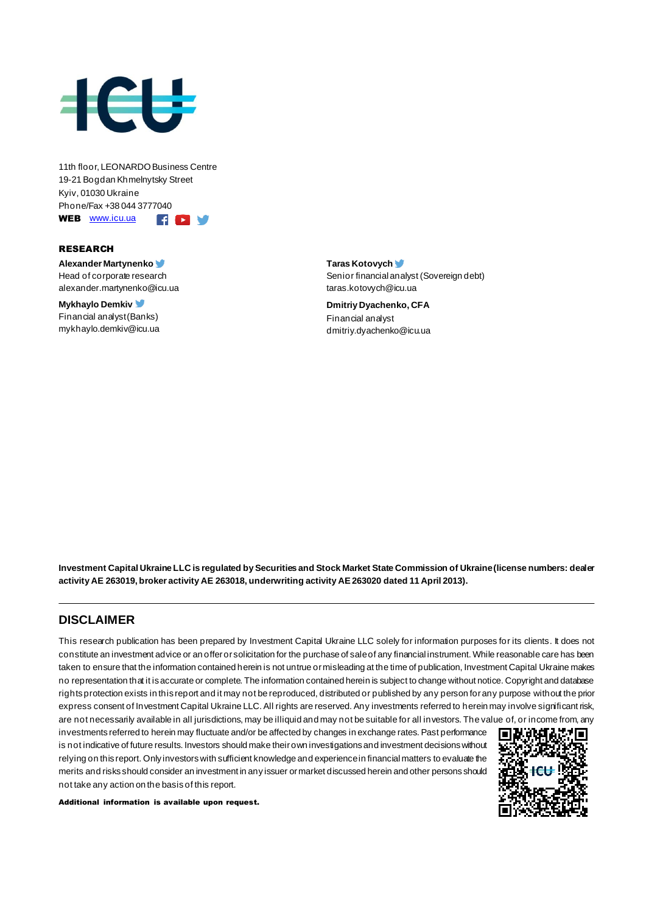11th floor, LEONARDO Business Centre
19-21 Bogdan Khmelnytsky Street
Kyiv, 01030 Ukraine
Phone/Fax +38 044 3777040
**WEB** www.icu.ua

**RESEARCH**

**Alexander Martynenko**
Head of corporate research
alexander.martynenko@icu.ua

**Mykhaylo Demkiv**
Financial analyst (Banks)
mykhaylo.demkiv@icu.ua

**Taras Kotovych**
Senior financial analyst (Sovereign debt)
taras.kotovych@icu.ua

**Dmitriy Dyachenko, CFA**
Financial analyst
dmitriy.dyachenko@icu.ua

**Investment Capital Ukraine LLC is regulated by Securities and Stock Market State Commission of Ukraine (license numbers: dealer activity AE 263019, broker activity AE 263018, underwriting activity AE 263020 dated 11 April 2013).**

## DISCLAIMER

This research publication has been prepared by Investment Capital Ukraine LLC solely for information purposes for its clients. It does not constitute an investment advice or an offer or solicitation for the purchase of sale of any financial instrument. While reasonable care has been taken to ensure that the information contained herein is not untrue or misleading at the time of publication, Investment Capital Ukraine makes no representation that it is accurate or complete. The information contained herein is subject to change without notice. Copyright and database rights protection exists in this report and it may not be reproduced, distributed or published by any person for any purpose without the prior express consent of Investment Capital Ukraine LLC. All rights are reserved. Any investments referred to herein may involve significant risk, are not necessarily available in all jurisdictions, may be illiquid and may not be suitable for all investors. The value of, or income from, any investments referred to herein may fluctuate and/or be affected by changes in exchange rates. Past performance is not indicative of future results. Investors should make their own investigations and investment decisions without relying on this report. Only investors with sufficient knowledge and experience in financial matters to evaluate the merits and risks should consider an investment in any issuer or market discussed herein and other persons should not take any action on the basis of this report.

**Additional information is available upon request.**